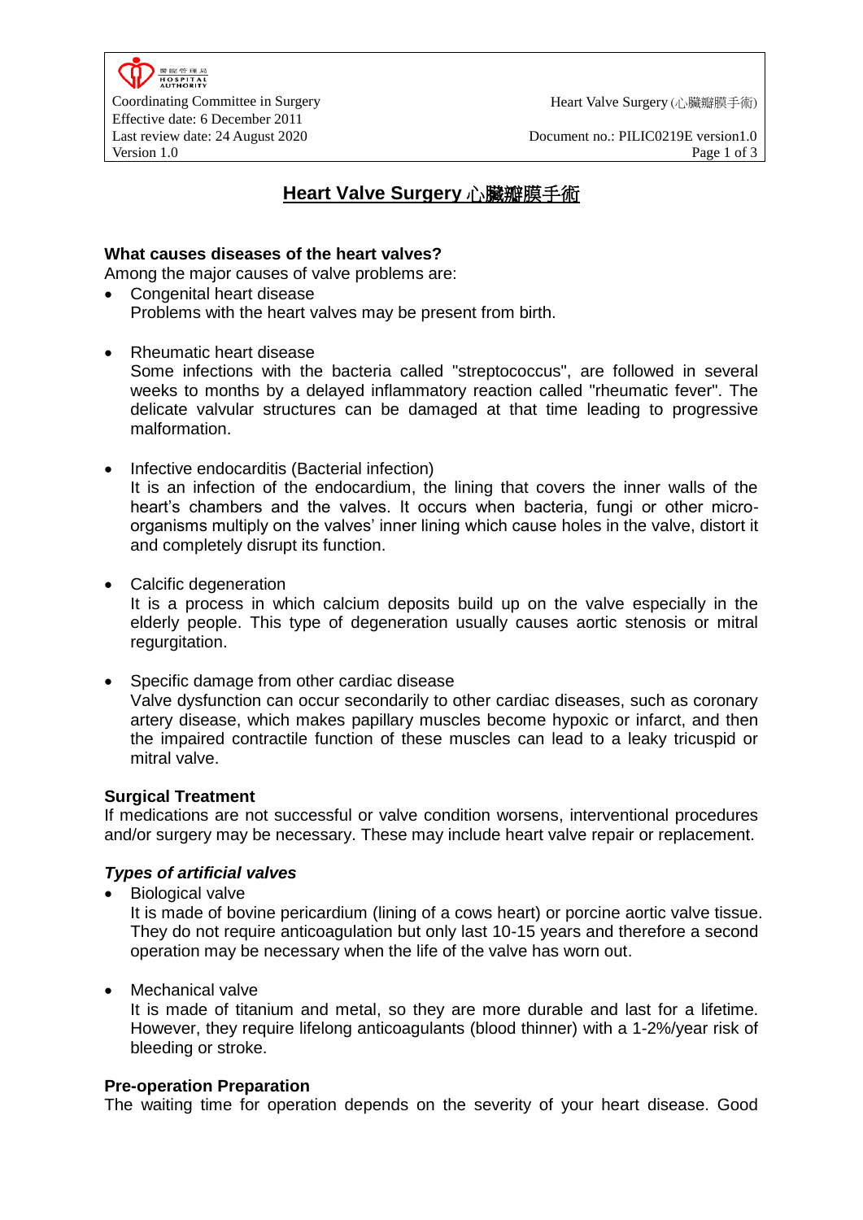# Heart Valve Surgery 心臟瓣膜手術

**What causes diseases of the heart valves?**

Among the major causes of valve problems are:

- Congenital heart disease
  Problems with the heart valves may be present from birth.

- Rheumatic heart disease
  Some infections with the bacteria called "streptococcus", are followed in several weeks to months by a delayed inflammatory reaction called "rheumatic fever". The delicate valvular structures can be damaged at that time leading to progressive malformation.

- Infective endocarditis (Bacterial infection)
  It is an infection of the endocardium, the lining that covers the inner walls of the heart's chambers and the valves. It occurs when bacteria, fungi or other micro-organisms multiply on the valves' inner lining which cause holes in the valve, distort it and completely disrupt its function.

- Calcific degeneration
  It is a process in which calcium deposits build up on the valve especially in the elderly people. This type of degeneration usually causes aortic stenosis or mitral regurgitation.

- Specific damage from other cardiac disease
  Valve dysfunction can occur secondarily to other cardiac diseases, such as coronary artery disease, which makes papillary muscles become hypoxic or infarct, and then the impaired contractile function of these muscles can lead to a leaky tricuspid or mitral valve.

**Surgical Treatment**

If medications are not successful or valve condition worsens, interventional procedures and/or surgery may be necessary. These may include heart valve repair or replacement.

***Types of artificial valves***

- Biological valve
  It is made of bovine pericardium (lining of a cows heart) or porcine aortic valve tissue. They do not require anticoagulation but only last 10-15 years and therefore a second operation may be necessary when the life of the valve has worn out.

- Mechanical valve
  It is made of titanium and metal, so they are more durable and last for a lifetime. However, they require lifelong anticoagulants (blood thinner) with a 1-2%/year risk of bleeding or stroke.

**Pre-operation Preparation**

The waiting time for operation depends on the severity of your heart disease. Good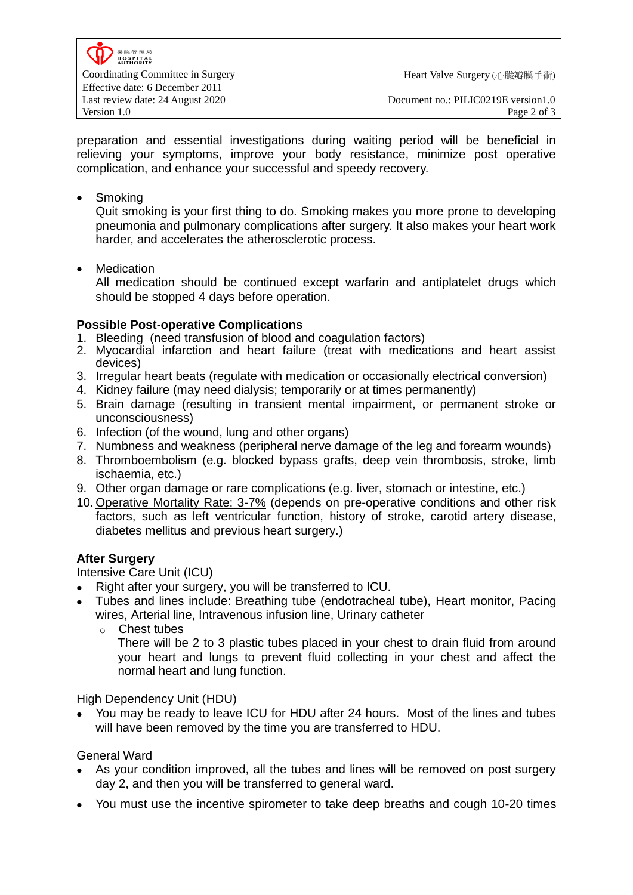preparation and essential investigations during waiting period will be beneficial in relieving your symptoms, improve your body resistance, minimize post operative complication, and enhance your successful and speedy recovery.

- Smoking

  Quit smoking is your first thing to do. Smoking makes you more prone to developing pneumonia and pulmonary complications after surgery. It also makes your heart work harder, and accelerates the atherosclerotic process.

- Medication

  All medication should be continued except warfarin and antiplatelet drugs which should be stopped 4 days before operation.

**Possible Post-operative Complications**

1. Bleeding (need transfusion of blood and coagulation factors)
2. Myocardial infarction and heart failure (treat with medications and heart assist devices)
3. Irregular heart beats (regulate with medication or occasionally electrical conversion)
4. Kidney failure (may need dialysis; temporarily or at times permanently)
5. Brain damage (resulting in transient mental impairment, or permanent stroke or unconsciousness)
6. Infection (of the wound, lung and other organs)
7. Numbness and weakness (peripheral nerve damage of the leg and forearm wounds)
8. Thromboembolism (e.g. blocked bypass grafts, deep vein thrombosis, stroke, limb ischaemia, etc.)
9. Other organ damage or rare complications (e.g. liver, stomach or intestine, etc.)
10. Operative Mortality Rate: 3-7% (depends on pre-operative conditions and other risk factors, such as left ventricular function, history of stroke, carotid artery disease, diabetes mellitus and previous heart surgery.)

**After Surgery**

Intensive Care Unit (ICU)

- Right after your surgery, you will be transferred to ICU.
- Tubes and lines include: Breathing tube (endotracheal tube), Heart monitor, Pacing wires, Arterial line, Intravenous infusion line, Urinary catheter
  - Chest tubes

    There will be 2 to 3 plastic tubes placed in your chest to drain fluid from around your heart and lungs to prevent fluid collecting in your chest and affect the normal heart and lung function.

High Dependency Unit (HDU)

- You may be ready to leave ICU for HDU after 24 hours. Most of the lines and tubes will have been removed by the time you are transferred to HDU.

General Ward

- As your condition improved, all the tubes and lines will be removed on post surgery day 2, and then you will be transferred to general ward.
- You must use the incentive spirometer to take deep breaths and cough 10-20 times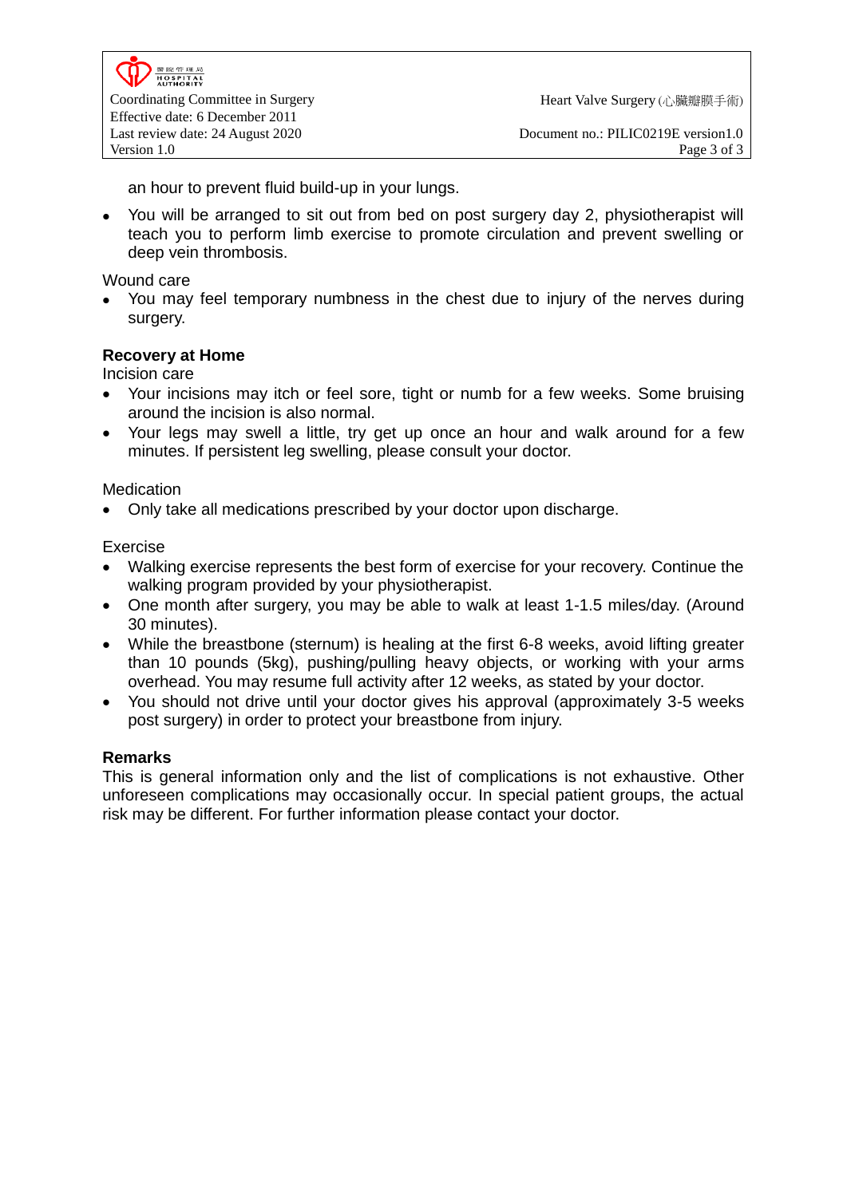an hour to prevent fluid build-up in your lungs.

- You will be arranged to sit out from bed on post surgery day 2, physiotherapist will teach you to perform limb exercise to promote circulation and prevent swelling or deep vein thrombosis.

Wound care

- You may feel temporary numbness in the chest due to injury of the nerves during surgery.

**Recovery at Home**

Incision care

- Your incisions may itch or feel sore, tight or numb for a few weeks. Some bruising around the incision is also normal.
- Your legs may swell a little, try get up once an hour and walk around for a few minutes. If persistent leg swelling, please consult your doctor.

Medication

- Only take all medications prescribed by your doctor upon discharge.

Exercise

- Walking exercise represents the best form of exercise for your recovery. Continue the walking program provided by your physiotherapist.
- One month after surgery, you may be able to walk at least 1-1.5 miles/day. (Around 30 minutes).
- While the breastbone (sternum) is healing at the first 6-8 weeks, avoid lifting greater than 10 pounds (5kg), pushing/pulling heavy objects, or working with your arms overhead. You may resume full activity after 12 weeks, as stated by your doctor.
- You should not drive until your doctor gives his approval (approximately 3-5 weeks post surgery) in order to protect your breastbone from injury.

**Remarks**

This is general information only and the list of complications is not exhaustive. Other unforeseen complications may occasionally occur. In special patient groups, the actual risk may be different. For further information please contact your doctor.